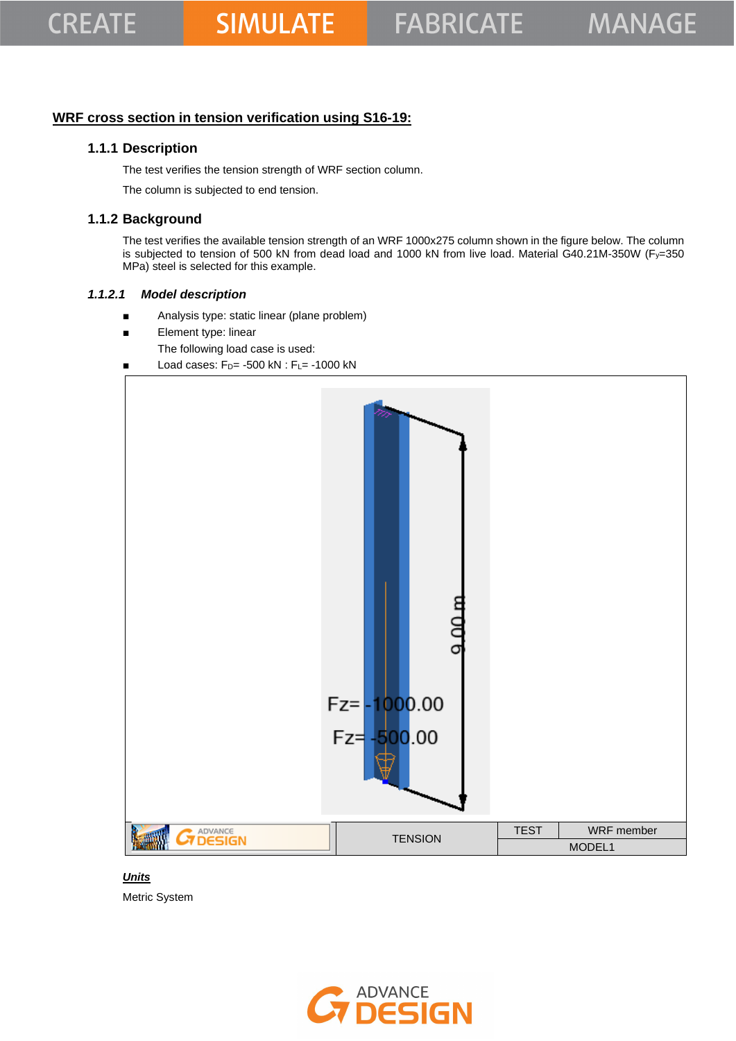## WRF cross section in tension verification using S16-19:

### 1.1.1 Description

The test verifies the tension strength of WRF section column.

The column is subjected to end tension.

### 1.1.2 Background

The test verifies the available tension strength of an WRF 1000x275 column shown in the figure below. The column is subjected to tension of 500 kN from dead load and 1000 kN from live load. Material G40.21M-350W ($F_y$=350 MPa) steel is selected for this example.

#### *1.1.2.1 Model description*

- Analysis type: static linear (plane problem)
- Element type: linear

  The following load case is used:

- Load cases: $F_D$= -500 kN : $F_L$= -1000 kN

| | TENSION | TEST | WRF member |
|---|---|---|---|
| | | MODEL1 | |

***Units***

Metric System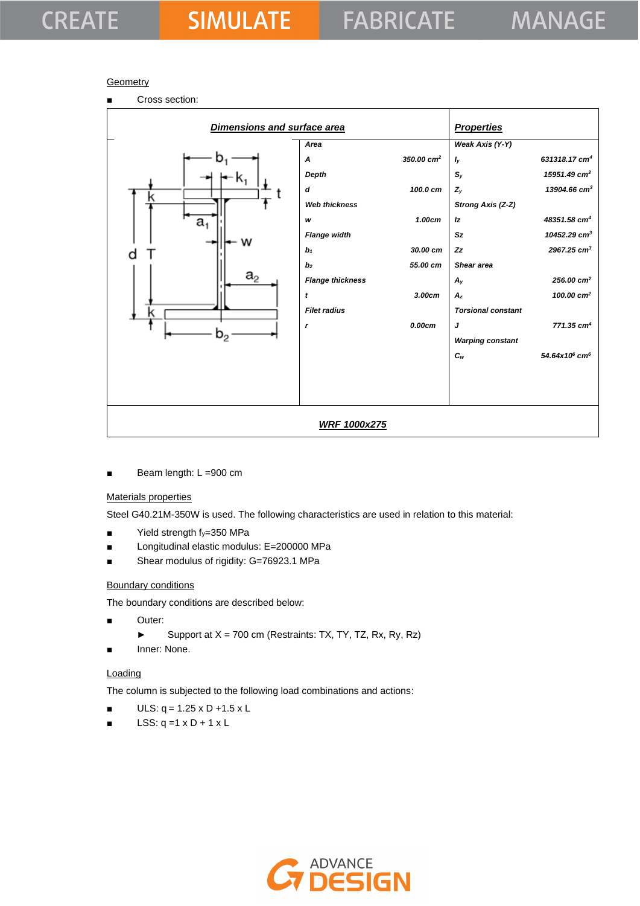Geometry

- Cross section:

| Dimensions and surface area | | | Properties | |
|---|---|---|---|---|
| | **Area** | | **Weak Axis (Y-Y)** | |
| | *A* | 350.00 cm$^2$ | $I_y$ | 631318.17 cm$^4$ |
| | **Depth** | | $S_y$ | 15951.49 cm$^3$ |
| | *d* | 100.0 cm | $Z_y$ | 13904.66 cm$^3$ |
| | **Web thickness** | | **Strong Axis (Z-Z)** | |
| | *w* | 1.00cm | *Iz* | 48351.58 cm$^4$ |
| | **Flange width** | | *Sz* | 10452.29 cm$^3$ |
| | $b_1$ | 30.00 cm | *Zz* | 2967.25 cm$^3$ |
| | $b_2$ | 55.00 cm | **Shear area** | |
| | **Flange thickness** | | $A_y$ | 256.00 cm$^2$ |
| | *t* | 3.00cm | $A_z$ | 100.00 cm$^2$ |
| | **Filet radius** | | **Torsional constant** | |
| | *r* | 0.00cm | *J* | 771.35 cm$^4$ |
| | | | **Warping constant** | |
| | | | $C_w$ | 54.64x10$^6$ cm$^6$ |
| **WRF 1000x275** | | | | |

- Beam length: L =900 cm

Materials properties

Steel G40.21M-350W is used. The following characteristics are used in relation to this material:

- Yield strength $f_y$=350 MPa
- Longitudinal elastic modulus: E=200000 MPa
- Shear modulus of rigidity: G=76923.1 MPa

Boundary conditions

The boundary conditions are described below:

- Outer:
  - Support at X = 700 cm (Restraints: TX, TY, TZ, Rx, Ry, Rz)
- Inner: None.

Loading

The column is subjected to the following load combinations and actions:

- ULS: q = 1.25 x D +1.5 x L
- LSS: q =1 x D + 1 x L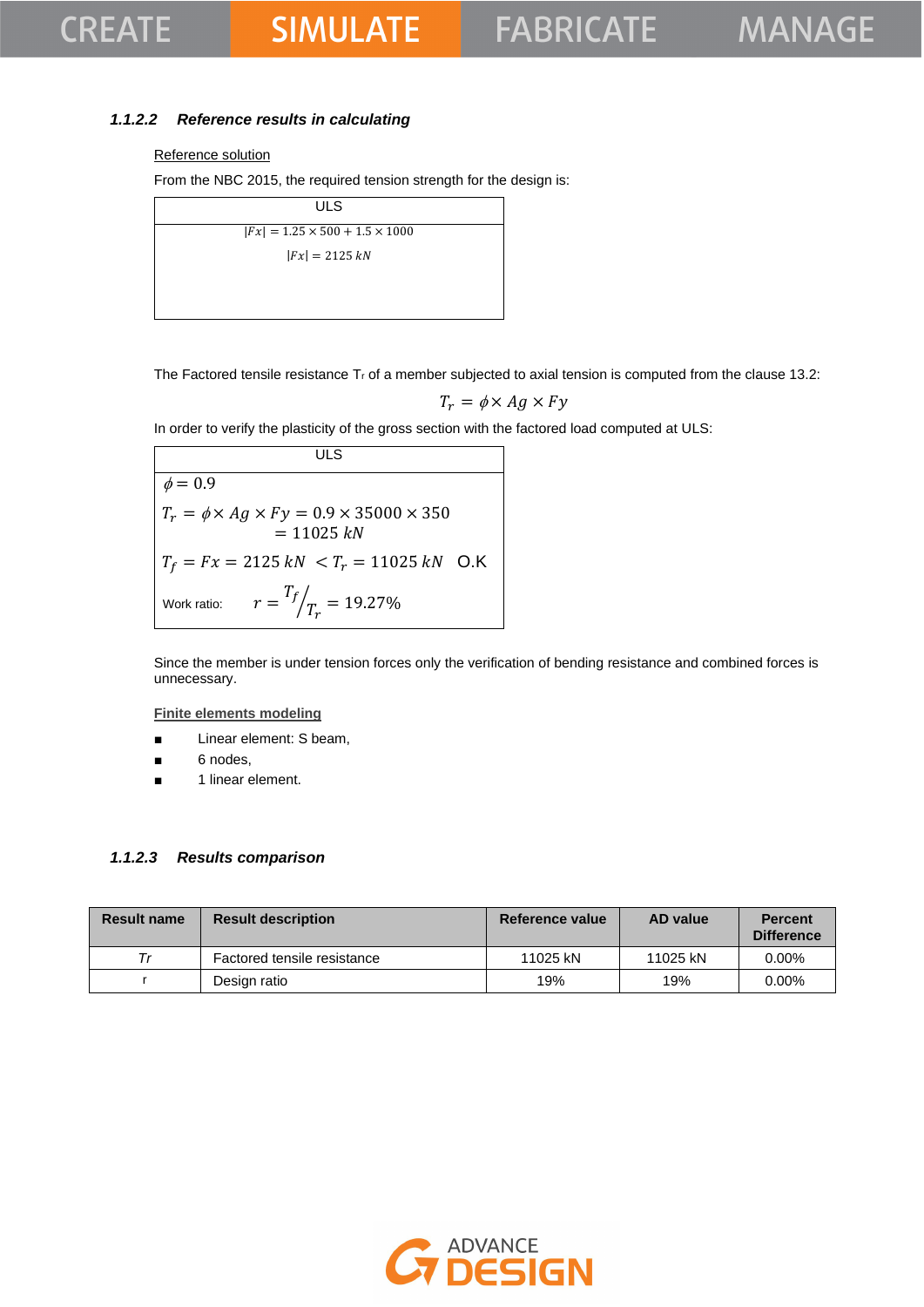### 1.1.2.2 *Reference results in calculating*

Reference solution

From the NBC 2015, the required tension strength for the design is:

| ULS |
|---|
| $\lvert Fx \rvert = 1.25 \times 500 + 1.5 \times 1000$ <br> $\lvert Fx \rvert = 2125\ kN$ |

The Factored tensile resistance $T_r$ of a member subjected to axial tension is computed from the clause 13.2:

$$T_r = \phi \times Ag \times Fy$$

In order to verify the plasticity of the gross section with the factored load computed at ULS:

| ULS |
|---|
| $\phi = 0.9$ |
| $T_r = \phi \times Ag \times Fy = 0.9 \times 35000 \times 350 = 11025\ kN$ |
| $T_f = Fx = 2125\ kN < T_r = 11025\ kN$ O.K |
| Work ratio: $r = {T_f}/{T_r} = 19.27\%$ |

Since the member is under tension forces only the verification of bending resistance and combined forces is unnecessary.

Finite elements modeling

- Linear element: S beam,
- 6 nodes,
- 1 linear element.

### 1.1.2.3 *Results comparison*

| Result name | Result description | Reference value | AD value | Percent Difference |
|---|---|---|---|---|
| *Tr* | Factored tensile resistance | 11025 kN | 11025 kN | 0.00% |
| r | Design ratio | 19% | 19% | 0.00% |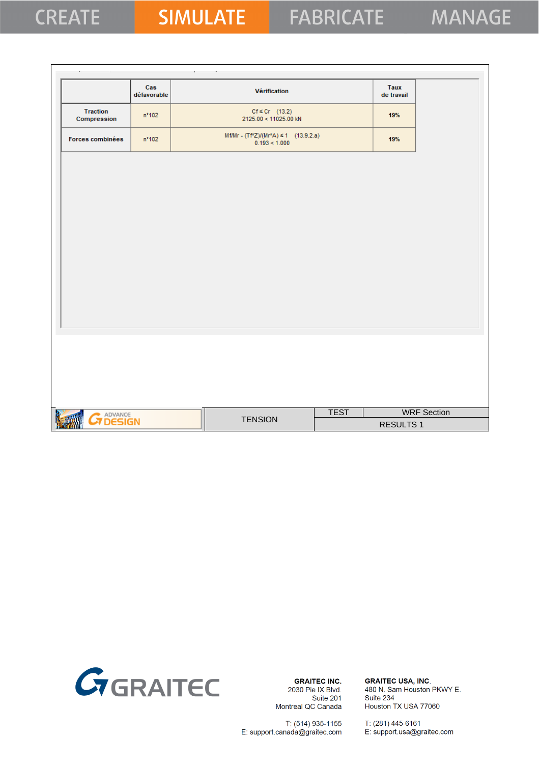CREATE | SIMULATE | FABRICATE | MANAGE

| | Cas défavorable | Vérification | Taux de travail |
|---|---|---|---|
| Traction Compression | n°102 | Cf ≤ Cr (13.2)<br>2125.00 < 11025.00 kN | 19% |
| Forces combinées | n°102 | Mf/Mr - (Tf*Z)/(Mr*A) ≤ 1 (13.9.2.a)<br>0.193 < 1.000 | 19% |

| ADVANCE DESIGN | TENSION | TEST | WRF Section |
|---|---|---|---|
| | | RESULTS 1 | |

**GRAITEC INC.**
2030 Pie IX Blvd.
Suite 201
Montreal QC Canada

T: (514) 935-1155
E: support.canada@graitec.com

**GRAITEC USA, INC.**
480 N. Sam Houston PKWY E.
Suite 234
Houston TX USA 77060

T: (281) 445-6161
E: support.usa@graitec.com